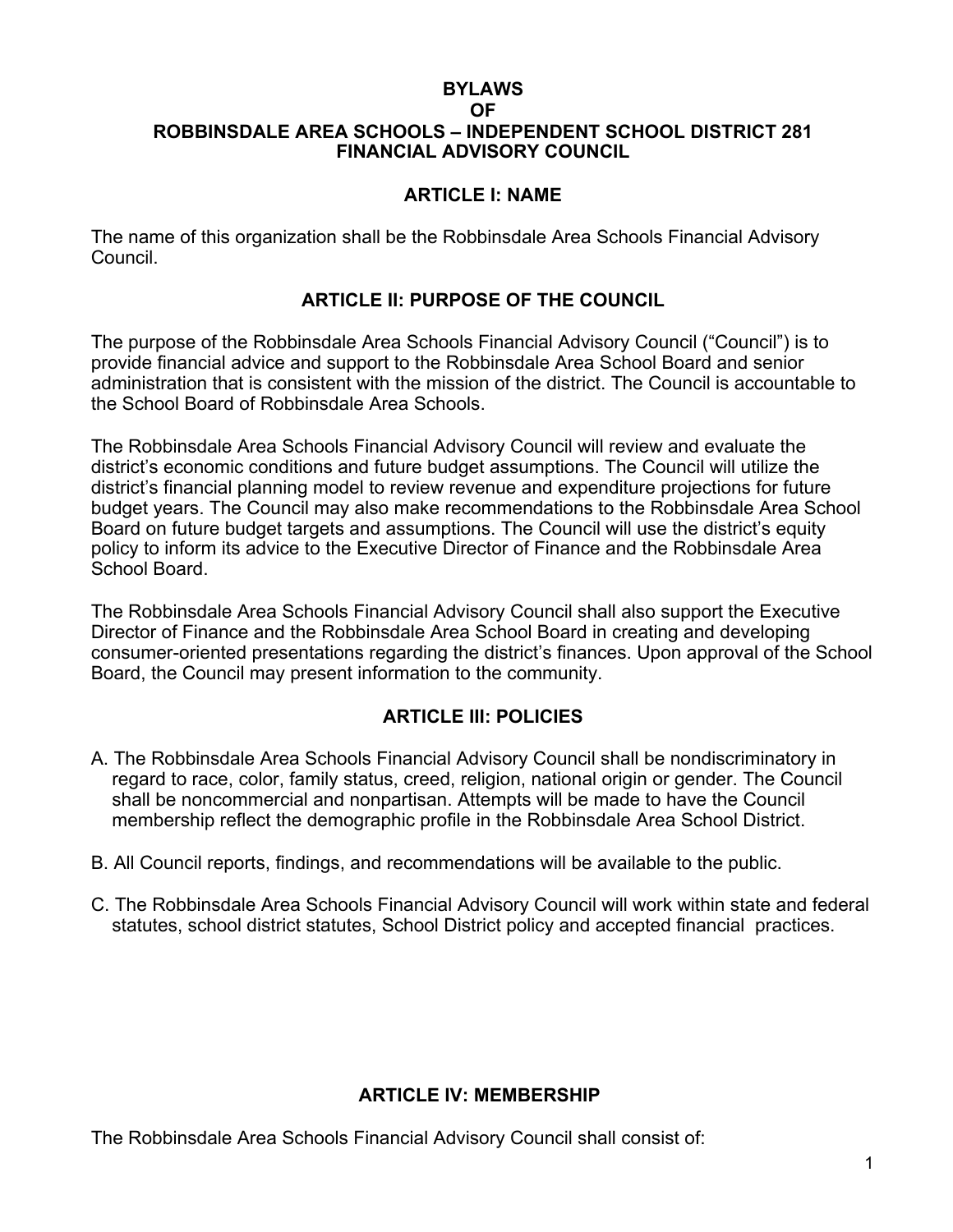# BYLAWS
# OF
# ROBBINSDALE AREA SCHOOLS – INDEPENDENT SCHOOL DISTRICT 281
# FINANCIAL ADVISORY COUNCIL

## ARTICLE I: NAME

The name of this organization shall be the Robbinsdale Area Schools Financial Advisory Council.

## ARTICLE II: PURPOSE OF THE COUNCIL

The purpose of the Robbinsdale Area Schools Financial Advisory Council ("Council") is to provide financial advice and support to the Robbinsdale Area School Board and senior administration that is consistent with the mission of the district. The Council is accountable to the School Board of Robbinsdale Area Schools.

The Robbinsdale Area Schools Financial Advisory Council will review and evaluate the district's economic conditions and future budget assumptions. The Council will utilize the district's financial planning model to review revenue and expenditure projections for future budget years. The Council may also make recommendations to the Robbinsdale Area School Board on future budget targets and assumptions. The Council will use the district's equity policy to inform its advice to the Executive Director of Finance and the Robbinsdale Area School Board.

The Robbinsdale Area Schools Financial Advisory Council shall also support the Executive Director of Finance and the Robbinsdale Area School Board in creating and developing consumer-oriented presentations regarding the district's finances. Upon approval of the School Board, the Council may present information to the community.

## ARTICLE III: POLICIES

A. The Robbinsdale Area Schools Financial Advisory Council shall be nondiscriminatory in regard to race, color, family status, creed, religion, national origin or gender. The Council shall be noncommercial and nonpartisan. Attempts will be made to have the Council membership reflect the demographic profile in the Robbinsdale Area School District.

B. All Council reports, findings, and recommendations will be available to the public.

C. The Robbinsdale Area Schools Financial Advisory Council will work within state and federal statutes, school district statutes, School District policy and accepted financial practices.

## ARTICLE IV: MEMBERSHIP

The Robbinsdale Area Schools Financial Advisory Council shall consist of: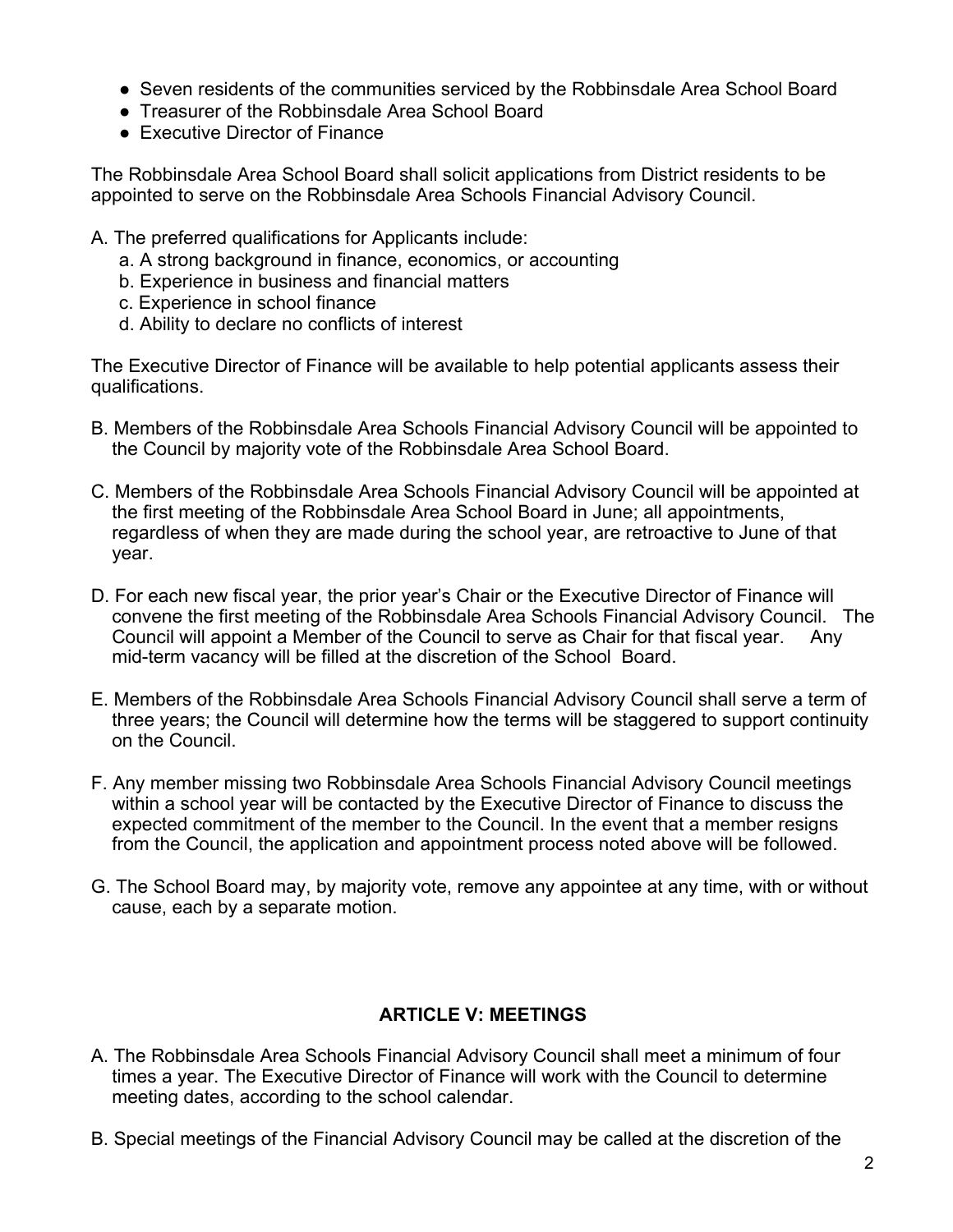- Seven residents of the communities serviced by the Robbinsdale Area School Board
- Treasurer of the Robbinsdale Area School Board
- Executive Director of Finance

The Robbinsdale Area School Board shall solicit applications from District residents to be appointed to serve on the Robbinsdale Area Schools Financial Advisory Council.

A. The preferred qualifications for Applicants include:
   a. A strong background in finance, economics, or accounting
   b. Experience in business and financial matters
   c. Experience in school finance
   d. Ability to declare no conflicts of interest

The Executive Director of Finance will be available to help potential applicants assess their qualifications.

B. Members of the Robbinsdale Area Schools Financial Advisory Council will be appointed to the Council by majority vote of the Robbinsdale Area School Board.

C. Members of the Robbinsdale Area Schools Financial Advisory Council will be appointed at the first meeting of the Robbinsdale Area School Board in June; all appointments, regardless of when they are made during the school year, are retroactive to June of that year.

D. For each new fiscal year, the prior year's Chair or the Executive Director of Finance will convene the first meeting of the Robbinsdale Area Schools Financial Advisory Council. The Council will appoint a Member of the Council to serve as Chair for that fiscal year. Any mid-term vacancy will be filled at the discretion of the School Board.

E. Members of the Robbinsdale Area Schools Financial Advisory Council shall serve a term of three years; the Council will determine how the terms will be staggered to support continuity on the Council.

F. Any member missing two Robbinsdale Area Schools Financial Advisory Council meetings within a school year will be contacted by the Executive Director of Finance to discuss the expected commitment of the member to the Council. In the event that a member resigns from the Council, the application and appointment process noted above will be followed.

G. The School Board may, by majority vote, remove any appointee at any time, with or without cause, each by a separate motion.

## ARTICLE V: MEETINGS

A. The Robbinsdale Area Schools Financial Advisory Council shall meet a minimum of four times a year. The Executive Director of Finance will work with the Council to determine meeting dates, according to the school calendar.

B. Special meetings of the Financial Advisory Council may be called at the discretion of the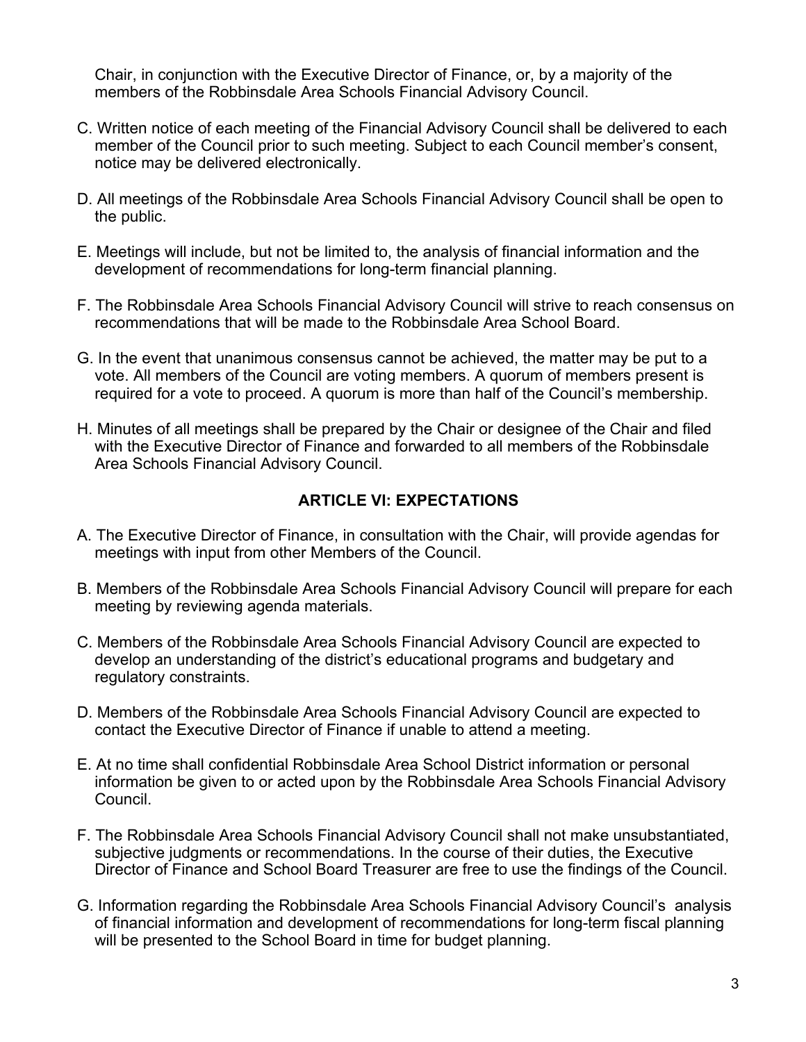Chair, in conjunction with the Executive Director of Finance, or, by a majority of the members of the Robbinsdale Area Schools Financial Advisory Council.

C. Written notice of each meeting of the Financial Advisory Council shall be delivered to each member of the Council prior to such meeting. Subject to each Council member's consent, notice may be delivered electronically.

D. All meetings of the Robbinsdale Area Schools Financial Advisory Council shall be open to the public.

E. Meetings will include, but not be limited to, the analysis of financial information and the development of recommendations for long-term financial planning.

F. The Robbinsdale Area Schools Financial Advisory Council will strive to reach consensus on recommendations that will be made to the Robbinsdale Area School Board.

G. In the event that unanimous consensus cannot be achieved, the matter may be put to a vote. All members of the Council are voting members. A quorum of members present is required for a vote to proceed. A quorum is more than half of the Council's membership.

H. Minutes of all meetings shall be prepared by the Chair or designee of the Chair and filed with the Executive Director of Finance and forwarded to all members of the Robbinsdale Area Schools Financial Advisory Council.

## ARTICLE VI: EXPECTATIONS

A. The Executive Director of Finance, in consultation with the Chair, will provide agendas for meetings with input from other Members of the Council.

B. Members of the Robbinsdale Area Schools Financial Advisory Council will prepare for each meeting by reviewing agenda materials.

C. Members of the Robbinsdale Area Schools Financial Advisory Council are expected to develop an understanding of the district's educational programs and budgetary and regulatory constraints.

D. Members of the Robbinsdale Area Schools Financial Advisory Council are expected to contact the Executive Director of Finance if unable to attend a meeting.

E. At no time shall confidential Robbinsdale Area School District information or personal information be given to or acted upon by the Robbinsdale Area Schools Financial Advisory Council.

F. The Robbinsdale Area Schools Financial Advisory Council shall not make unsubstantiated, subjective judgments or recommendations. In the course of their duties, the Executive Director of Finance and School Board Treasurer are free to use the findings of the Council.

G. Information regarding the Robbinsdale Area Schools Financial Advisory Council's analysis of financial information and development of recommendations for long-term fiscal planning will be presented to the School Board in time for budget planning.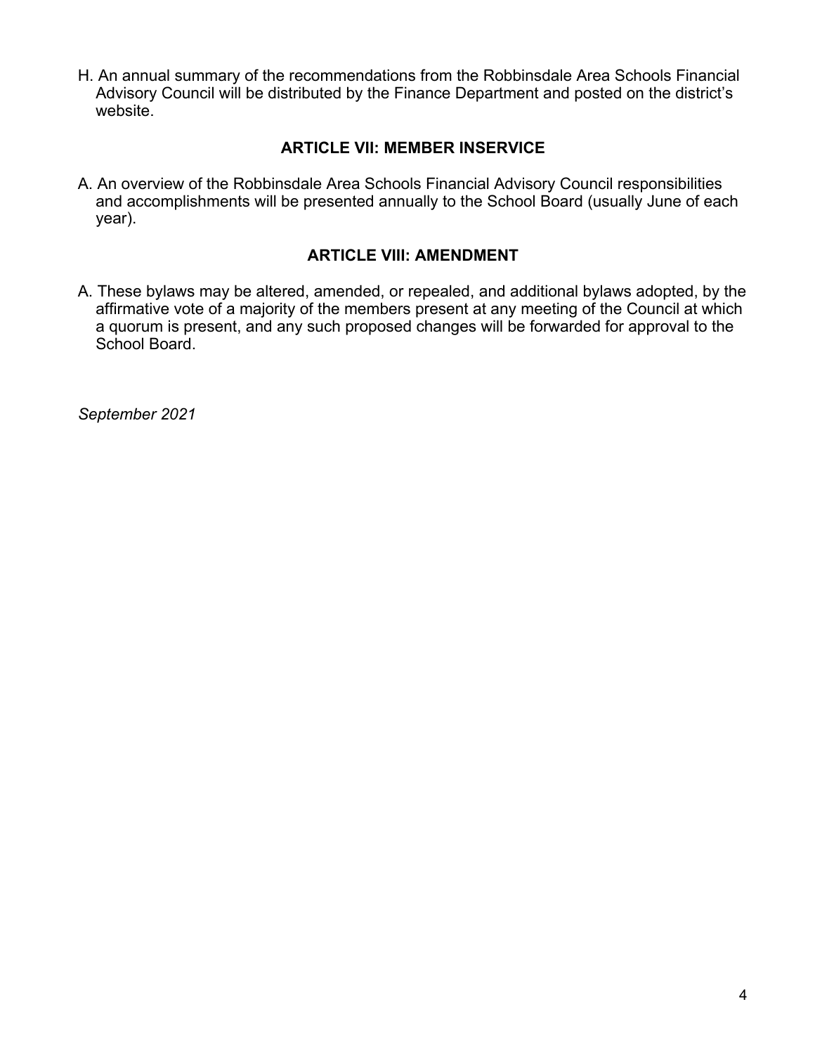H. An annual summary of the recommendations from the Robbinsdale Area Schools Financial Advisory Council will be distributed by the Finance Department and posted on the district's website.

## ARTICLE VII: MEMBER INSERVICE

A. An overview of the Robbinsdale Area Schools Financial Advisory Council responsibilities and accomplishments will be presented annually to the School Board (usually June of each year).

## ARTICLE VIII: AMENDMENT

A. These bylaws may be altered, amended, or repealed, and additional bylaws adopted, by the affirmative vote of a majority of the members present at any meeting of the Council at which a quorum is present, and any such proposed changes will be forwarded for approval to the School Board.

*September 2021*